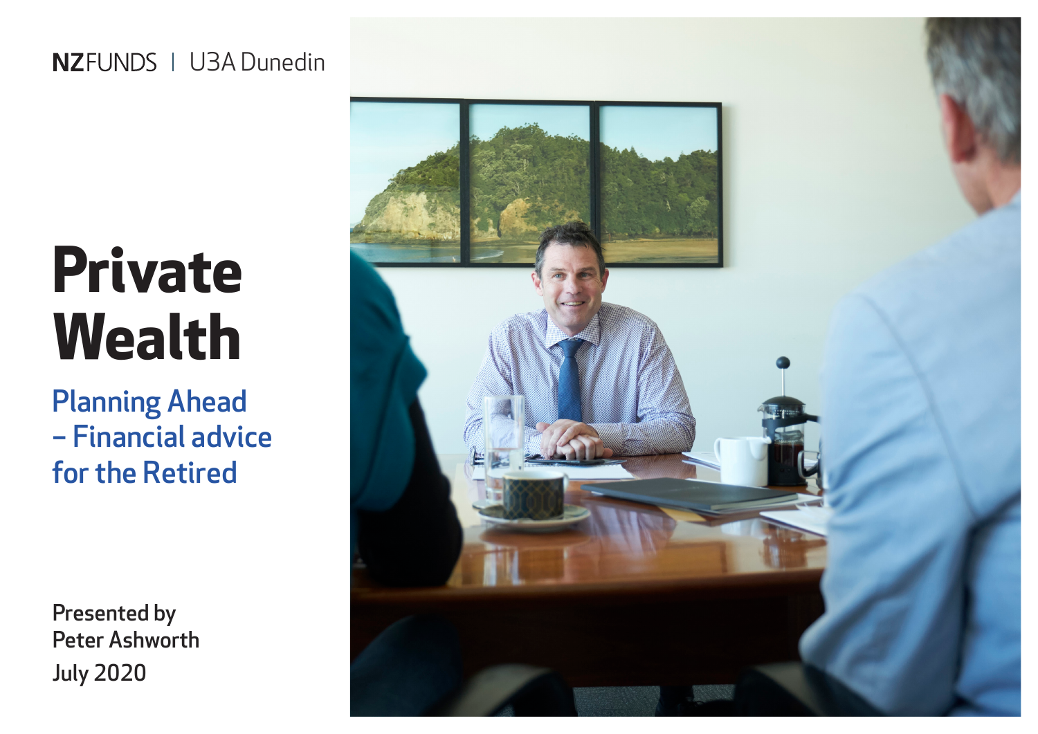NZFUNDS | U3A Dunedin

# Private Wealth

## Planning Ahead – Financial advice for the Retired

Presented by
Peter Ashworth
July 2020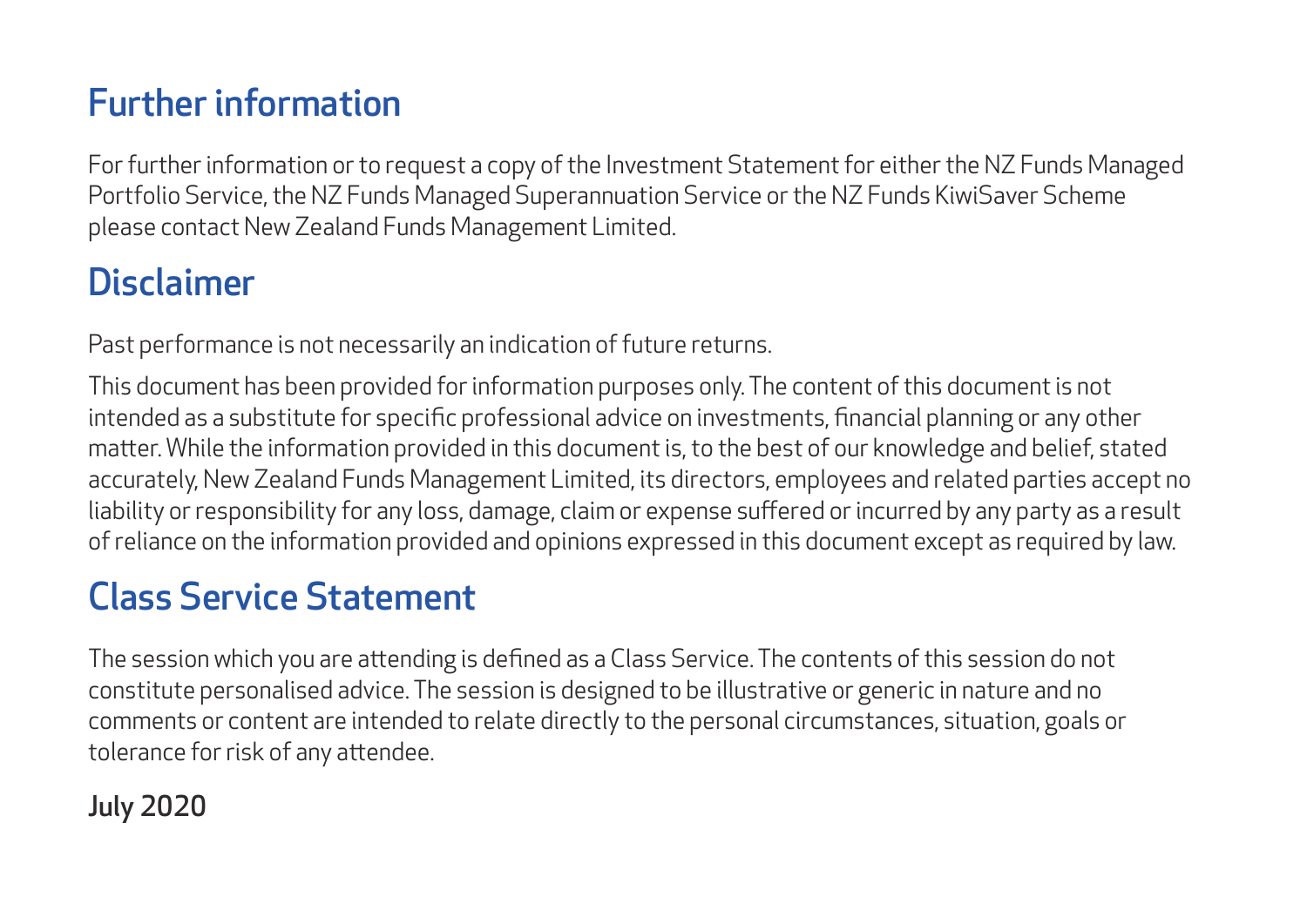## Further information

For further information or to request a copy of the Investment Statement for either the NZ Funds Managed Portfolio Service, the NZ Funds Managed Superannuation Service or the NZ Funds KiwiSaver Scheme please contact New Zealand Funds Management Limited.

## Disclaimer

Past performance is not necessarily an indication of future returns.

This document has been provided for information purposes only. The content of this document is not intended as a substitute for specific professional advice on investments, financial planning or any other matter. While the information provided in this document is, to the best of our knowledge and belief, stated accurately, New Zealand Funds Management Limited, its directors, employees and related parties accept no liability or responsibility for any loss, damage, claim or expense suffered or incurred by any party as a result of reliance on the information provided and opinions expressed in this document except as required by law.

## Class Service Statement

The session which you are attending is defined as a Class Service. The contents of this session do not constitute personalised advice. The session is designed to be illustrative or generic in nature and no comments or content are intended to relate directly to the personal circumstances, situation, goals or tolerance for risk of any attendee.

**July 2020**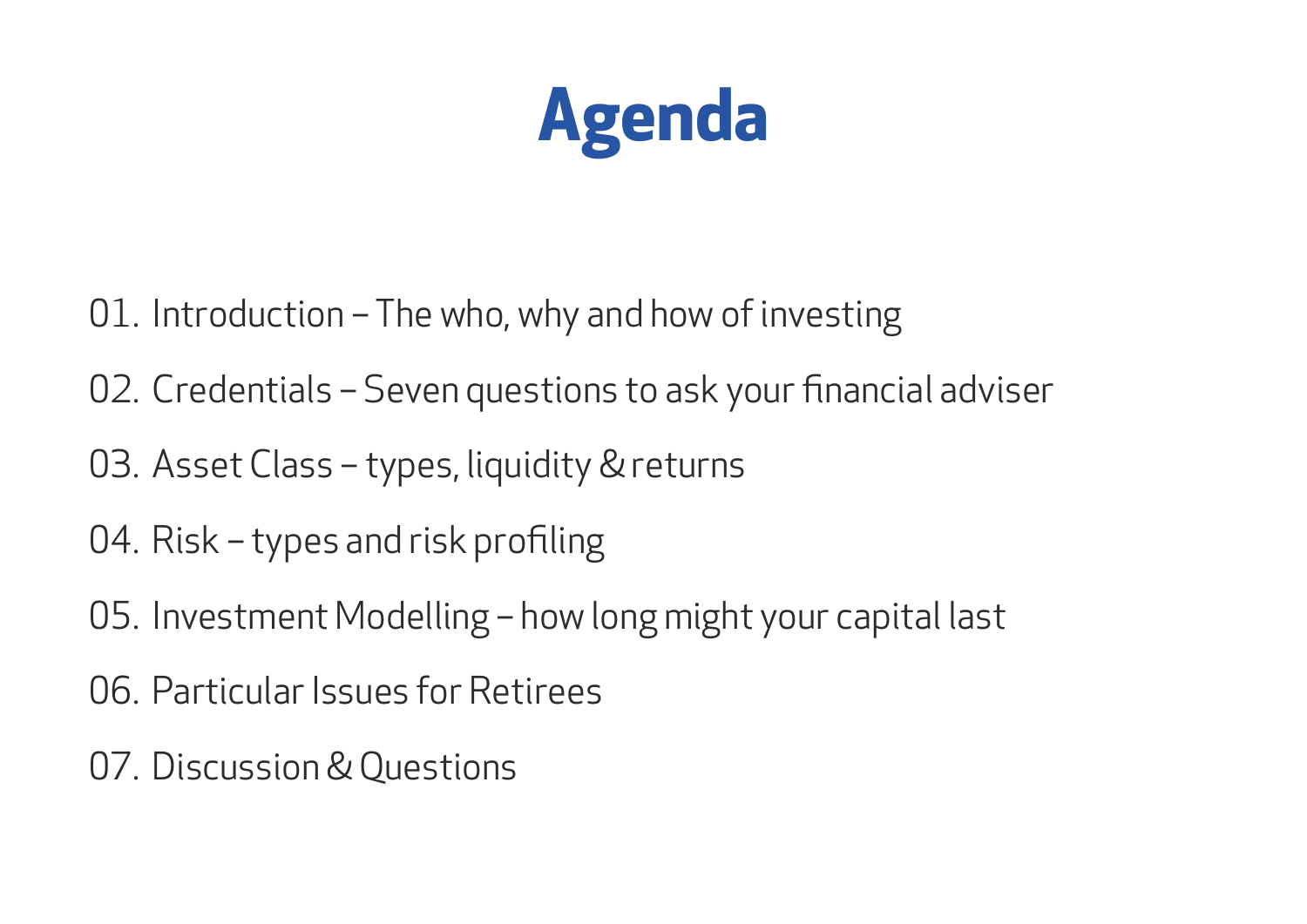# Agenda

01. Introduction – The who, why and how of investing
02. Credentials – Seven questions to ask your financial adviser
03. Asset Class – types, liquidity & returns
04. Risk – types and risk profiling
05. Investment Modelling – how long might your capital last
06. Particular Issues for Retirees
07. Discussion & Questions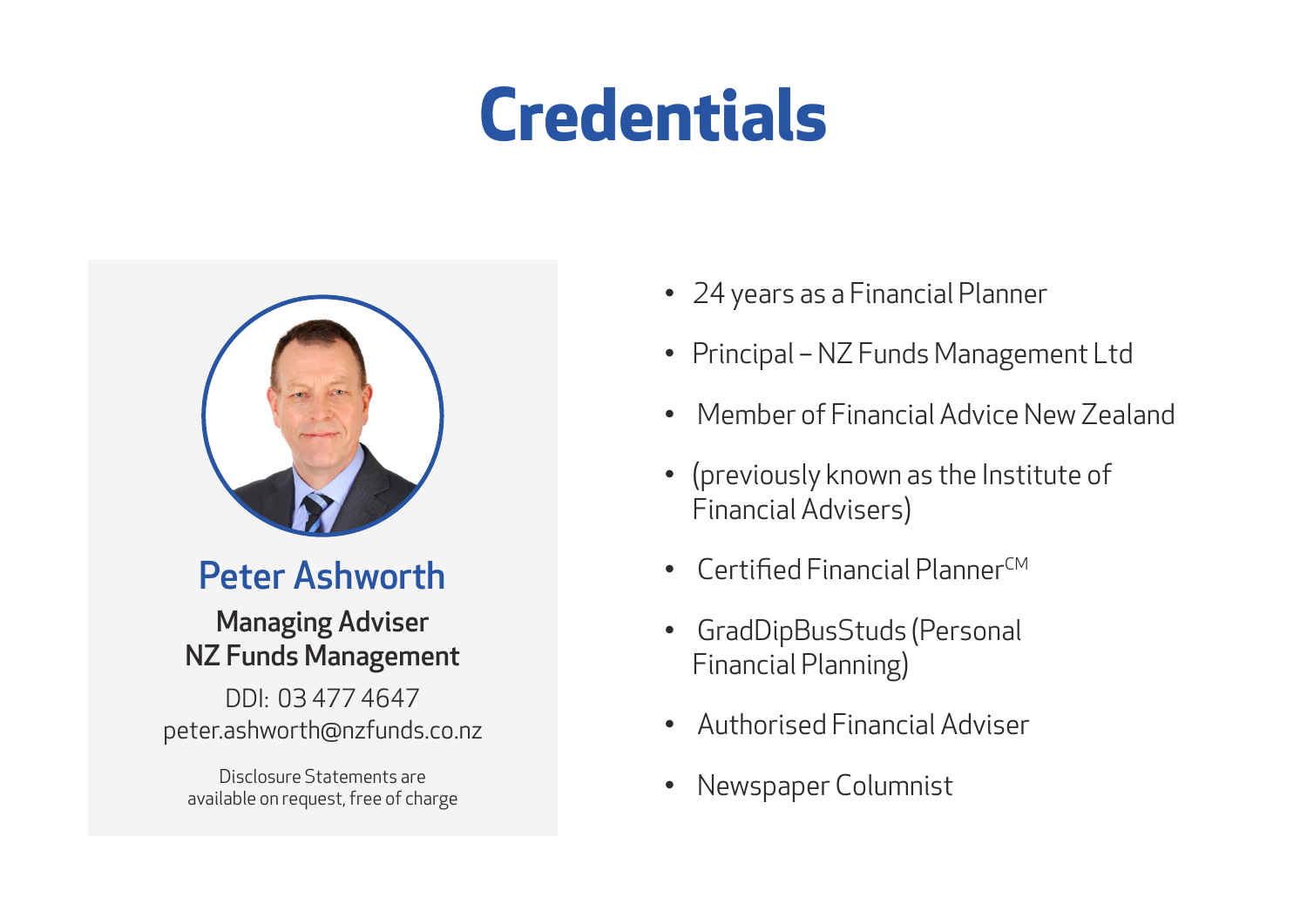# Credentials

## Peter Ashworth

**Managing Adviser**
**NZ Funds Management**

DDI: 03 477 4647
peter.ashworth@nzfunds.co.nz

Disclosure Statements are available on request, free of charge

- 24 years as a Financial Planner
- Principal – NZ Funds Management Ltd
- Member of Financial Advice New Zealand
- (previously known as the Institute of Financial Advisers)
- Certified Financial Planner[CM]
- GradDipBusStuds (Personal Financial Planning)
- Authorised Financial Adviser
- Newspaper Columnist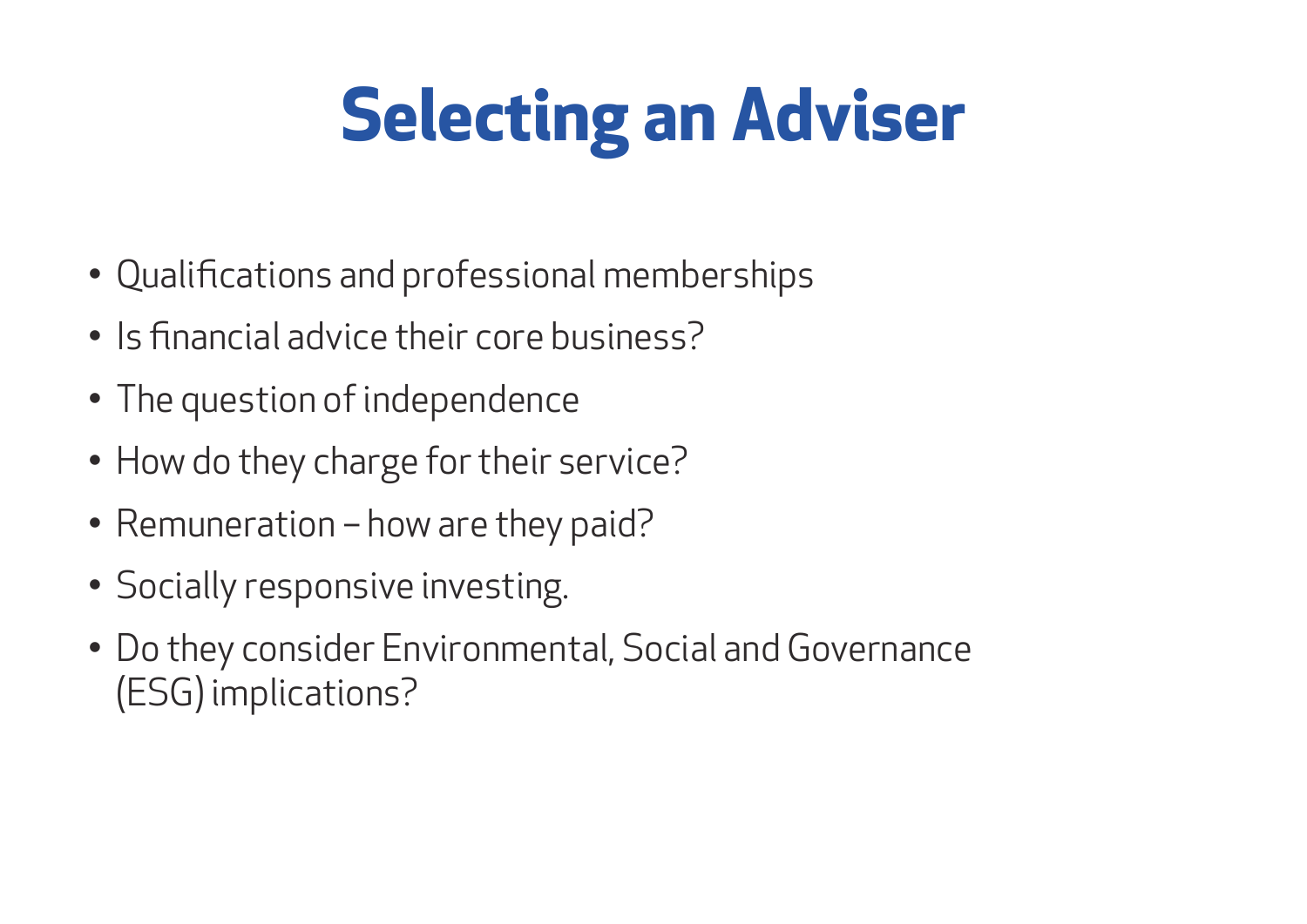# Selecting an Adviser

- Qualifications and professional memberships
- Is financial advice their core business?
- The question of independence
- How do they charge for their service?
- Remuneration – how are they paid?
- Socially responsive investing.
- Do they consider Environmental, Social and Governance (ESG) implications?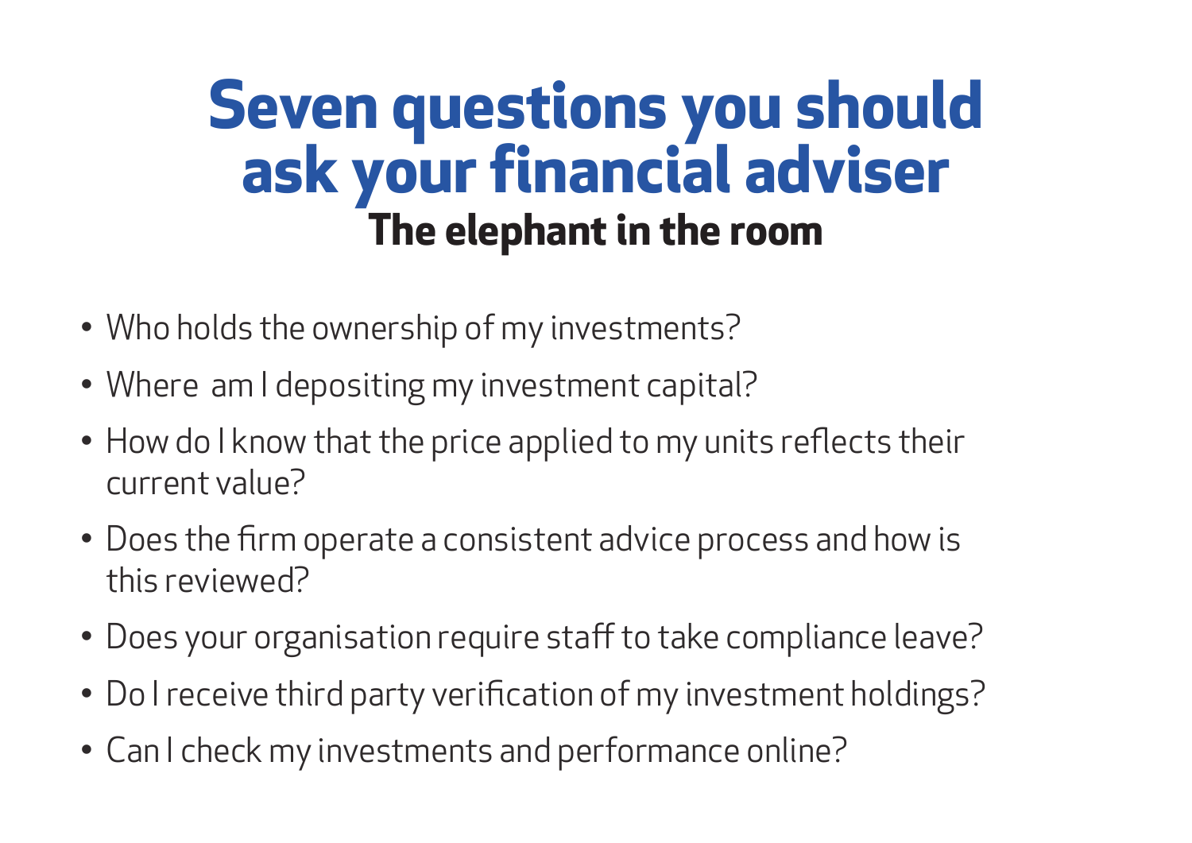# Seven questions you should ask your financial adviser

## The elephant in the room

- Who holds the ownership of my investments?
- Where am I depositing my investment capital?
- How do I know that the price applied to my units reflects their current value?
- Does the firm operate a consistent advice process and how is this reviewed?
- Does your organisation require staff to take compliance leave?
- Do I receive third party verification of my investment holdings?
- Can I check my investments and performance online?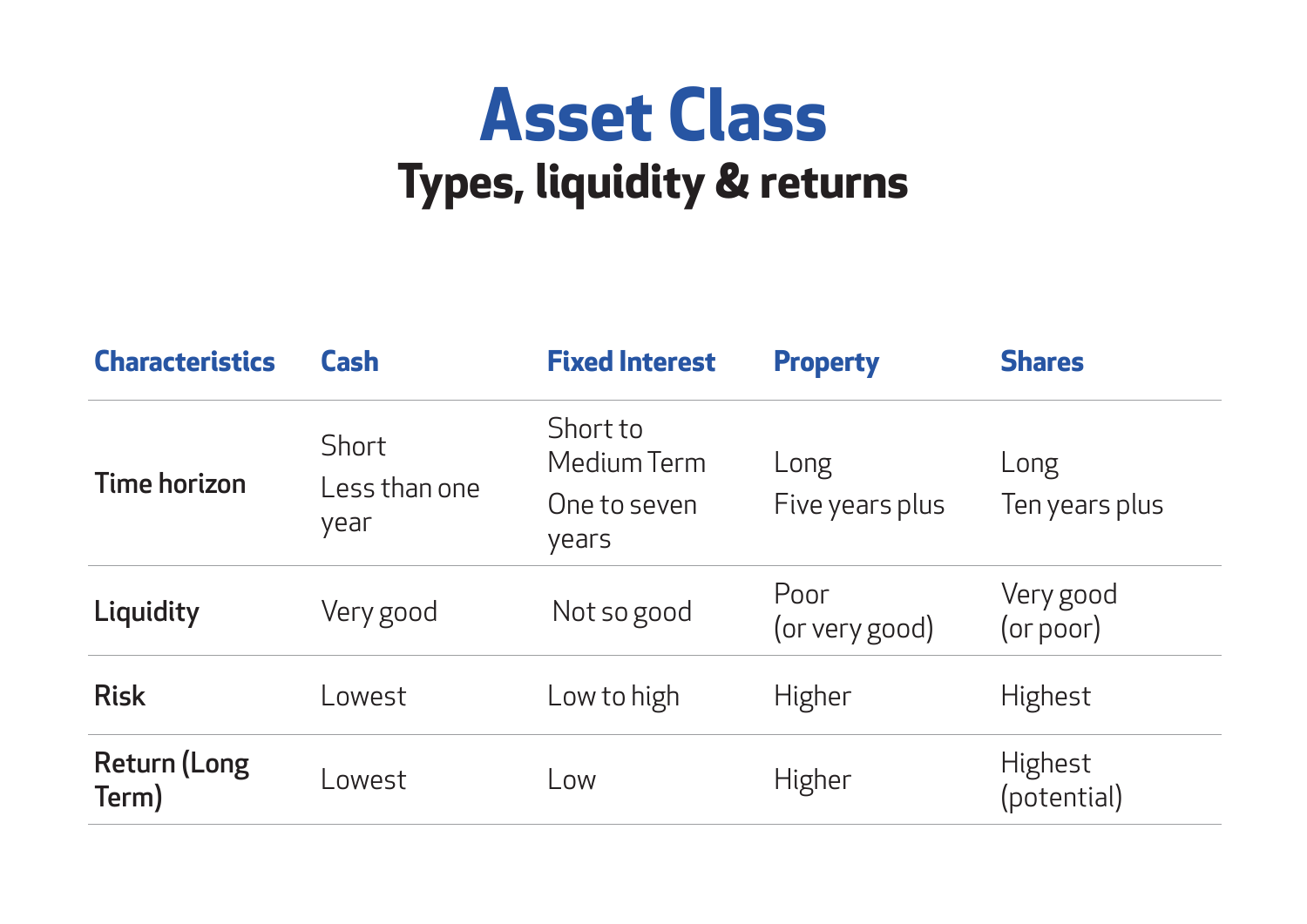# Asset Class

## Types, liquidity & returns

| Characteristics | Cash | Fixed Interest | Property | Shares |
|---|---|---|---|---|
| Time horizon | Short<br>Less than one year | Short to Medium Term<br>One to seven years | Long<br>Five years plus | Long<br>Ten years plus |
| Liquidity | Very good | Not so good | Poor<br>(or very good) | Very good<br>(or poor) |
| Risk | Lowest | Low to high | Higher | Highest |
| Return (Long Term) | Lowest | Low | Higher | Highest<br>(potential) |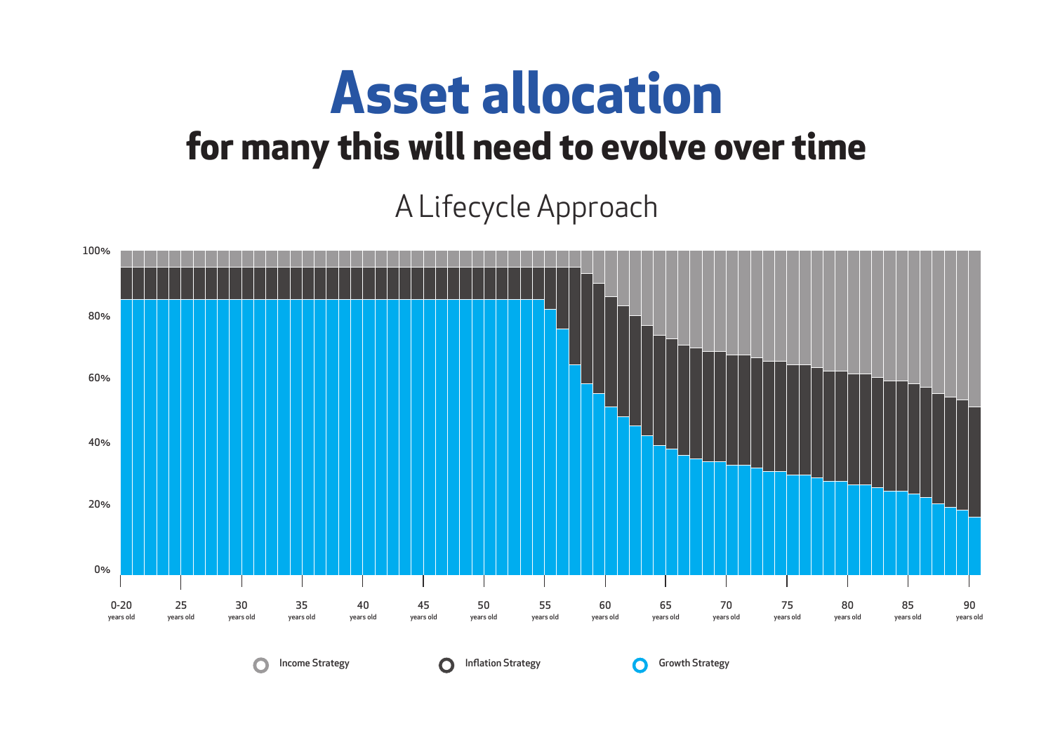# Asset allocation

## for many this will need to evolve over time

A Lifecycle Approach

100%
80%
60%
40%
20%
0%

0-20 years old | 25 years old | 30 years old | 35 years old | 40 years old | 45 years old | 50 years old | 55 years old | 60 years old | 65 years old | 70 years old | 75 years old | 80 years old | 85 years old | 90 years old

Income Strategy | Inflation Strategy | Growth Strategy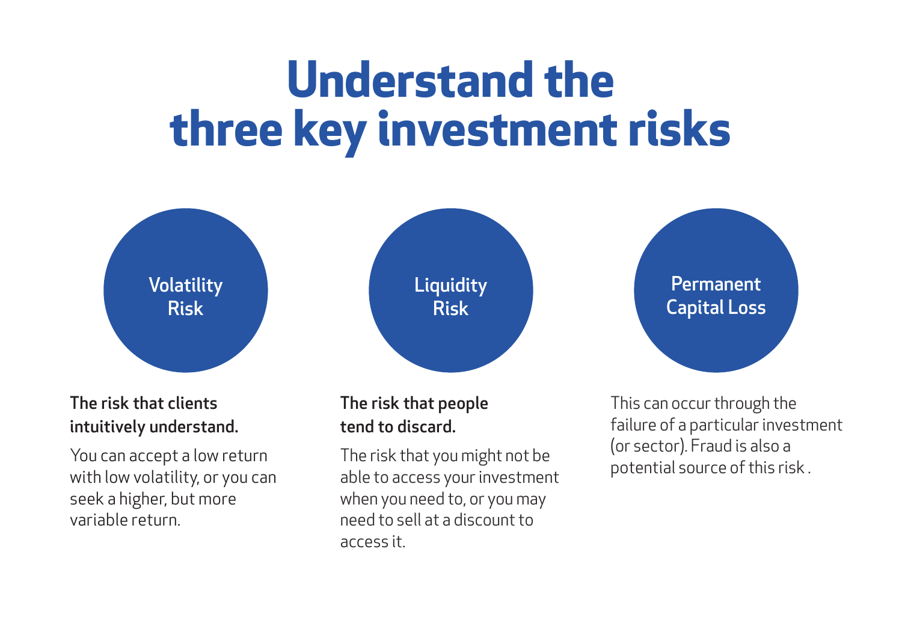# Understand the three key investment risks

## Volatility Risk

**The risk that clients intuitively understand.**

You can accept a low return with low volatility, or you can seek a higher, but more variable return.

## Liquidity Risk

**The risk that people tend to discard.**

The risk that you might not be able to access your investment when you need to, or you may need to sell at a discount to access it.

## Permanent Capital Loss

This can occur through the failure of a particular investment (or sector). Fraud is also a potential source of this risk .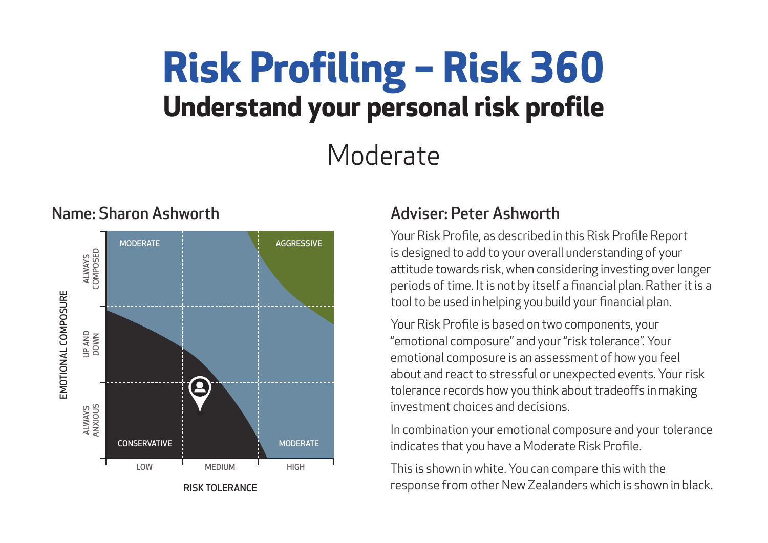# Risk Profiling – Risk 360

## Understand your personal risk profile

Moderate

### Name: Sharon Ashworth

EMOTIONAL COMPOSURE: ALWAYS COMPOSED / UP AND DOWN / ALWAYS ANXIOUS

RISK TOLERANCE: LOW / MEDIUM / HIGH

MODERATE | AGGRESSIVE | CONSERVATIVE | MODERATE

### Adviser: Peter Ashworth

Your Risk Profile, as described in this Risk Profile Report is designed to add to your overall understanding of your attitude towards risk, when considering investing over longer periods of time. It is not by itself a financial plan. Rather it is a tool to be used in helping you build your financial plan.

Your Risk Profile is based on two components, your "emotional composure" and your "risk tolerance". Your emotional composure is an assessment of how you feel about and react to stressful or unexpected events. Your risk tolerance records how you think about tradeoffs in making investment choices and decisions.

In combination your emotional composure and your tolerance indicates that you have a Moderate Risk Profile.

This is shown in white. You can compare this with the response from other New Zealanders which is shown in black.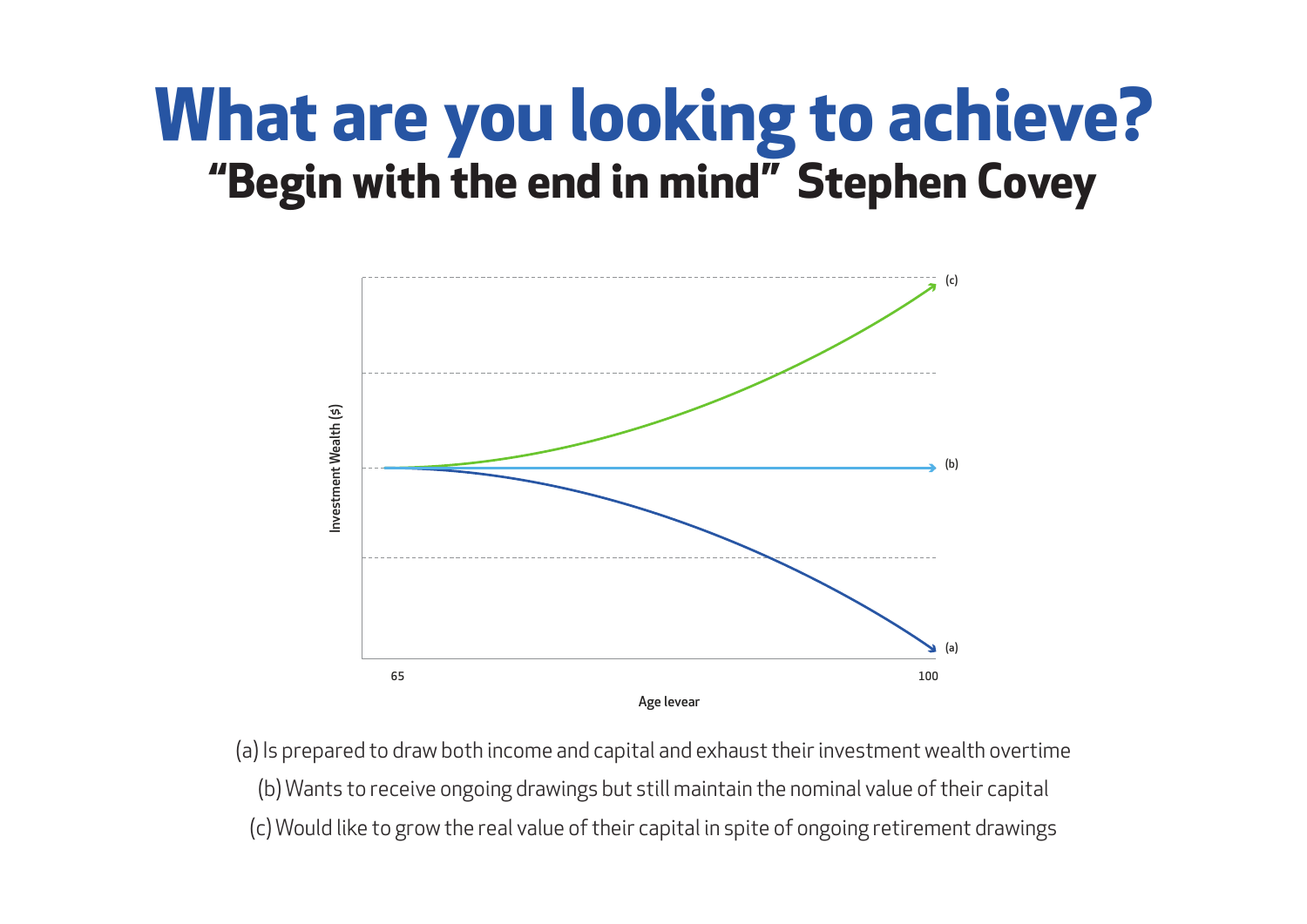# What are you looking to achieve?

## “Begin with the end in mind” Stephen Covey

(a) Is prepared to draw both income and capital and exhaust their investment wealth overtime

(b) Wants to receive ongoing drawings but still maintain the nominal value of their capital

(c) Would like to grow the real value of their capital in spite of ongoing retirement drawings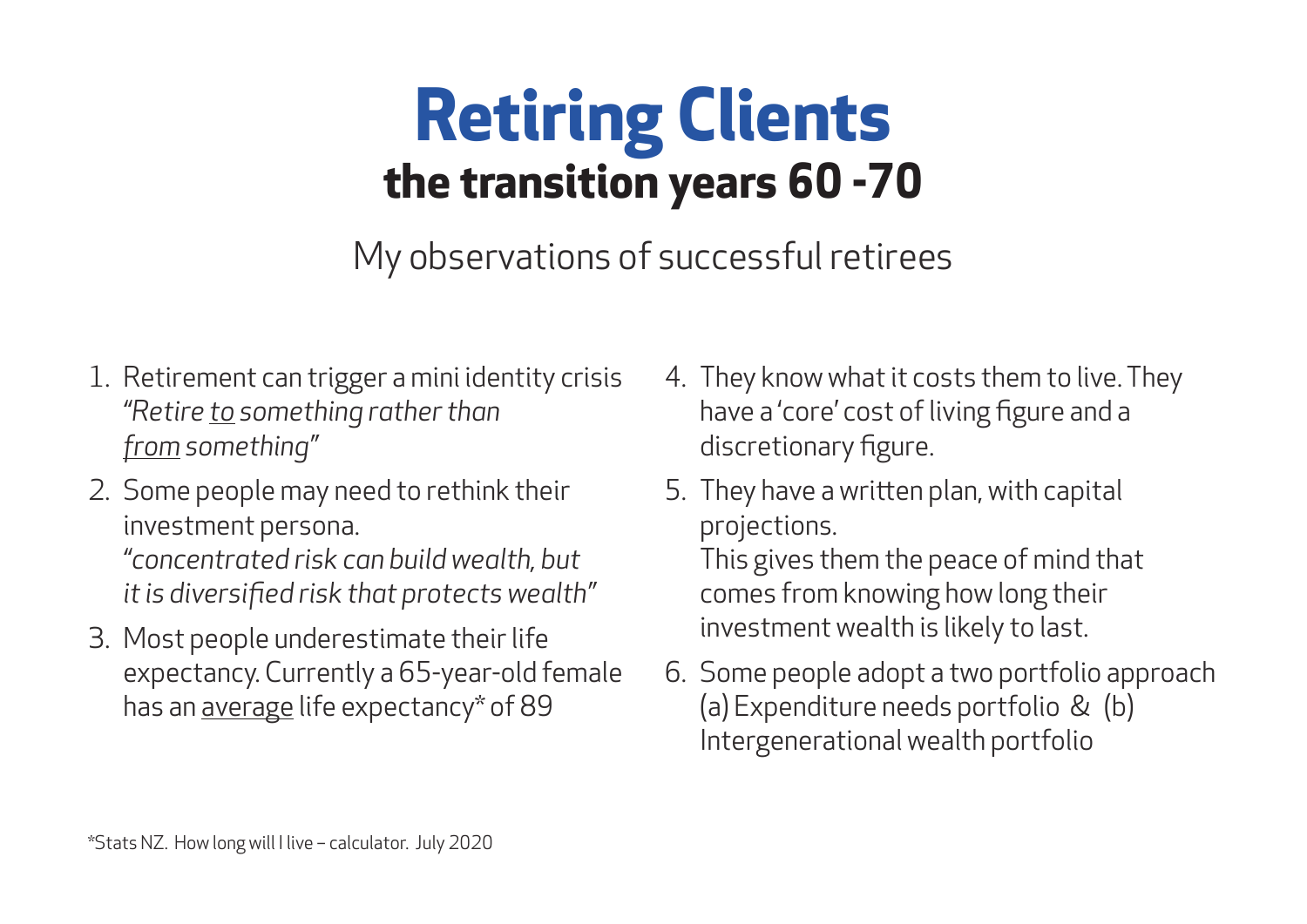# Retiring Clients

## the transition years 60 -70

My observations of successful retirees

1. Retirement can trigger a mini identity crisis
   *"Retire to something rather than from something"*
2. Some people may need to rethink their investment persona.
   *"concentrated risk can build wealth, but it is diversified risk that protects wealth"*
3. Most people underestimate their life expectancy. Currently a 65-year-old female has an average life expectancy* of 89
4. They know what it costs them to live. They have a 'core' cost of living figure and a discretionary figure.
5. They have a written plan, with capital projections.
   This gives them the peace of mind that comes from knowing how long their investment wealth is likely to last.
6. Some people adopt a two portfolio approach (a) Expenditure needs portfolio & (b) Intergenerational wealth portfolio

*Stats NZ. How long will I live – calculator. July 2020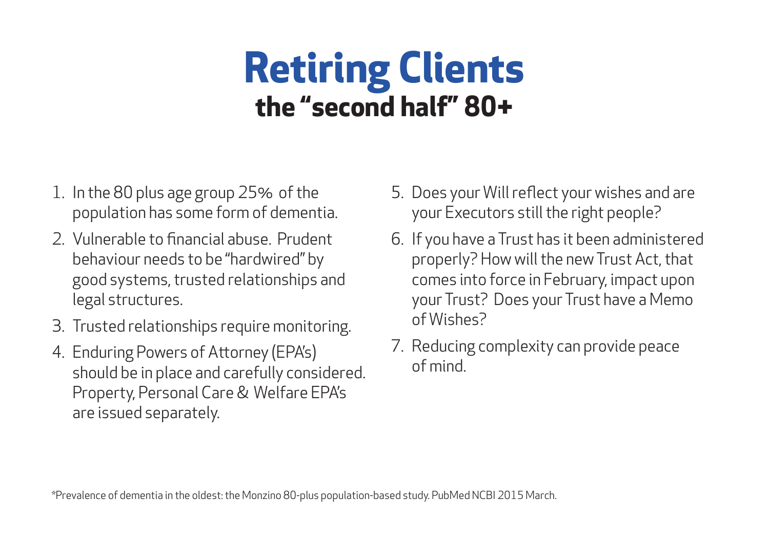# Retiring Clients

## the "second half" 80+

1. In the 80 plus age group 25% of the population has some form of dementia.
2. Vulnerable to financial abuse. Prudent behaviour needs to be "hardwired" by good systems, trusted relationships and legal structures.
3. Trusted relationships require monitoring.
4. Enduring Powers of Attorney (EPA's) should be in place and carefully considered. Property, Personal Care & Welfare EPA's are issued separately.
5. Does your Will reflect your wishes and are your Executors still the right people?
6. If you have a Trust has it been administered properly? How will the new Trust Act, that comes into force in February, impact upon your Trust? Does your Trust have a Memo of Wishes?
7. Reducing complexity can provide peace of mind.

*Prevalence of dementia in the oldest: the Monzino 80-plus population-based study. PubMed NCBI 2015 March.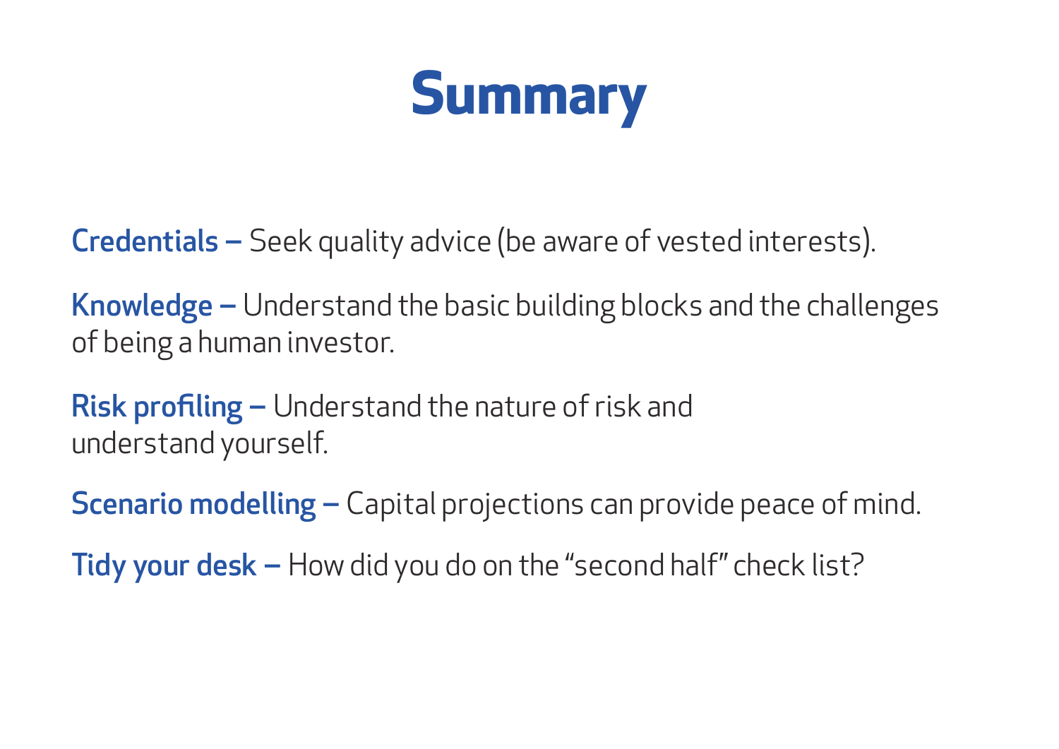# Summary

**Credentials –** Seek quality advice (be aware of vested interests).

**Knowledge –** Understand the basic building blocks and the challenges of being a human investor.

**Risk profiling –** Understand the nature of risk and understand yourself.

**Scenario modelling –** Capital projections can provide peace of mind.

**Tidy your desk –** How did you do on the "second half" check list?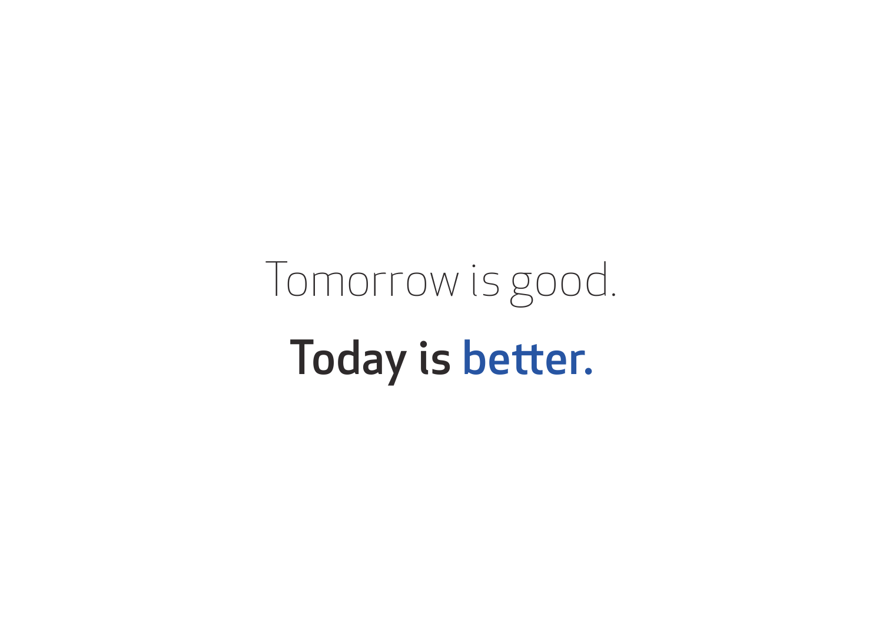Tomorrow is good.

**Today is better.**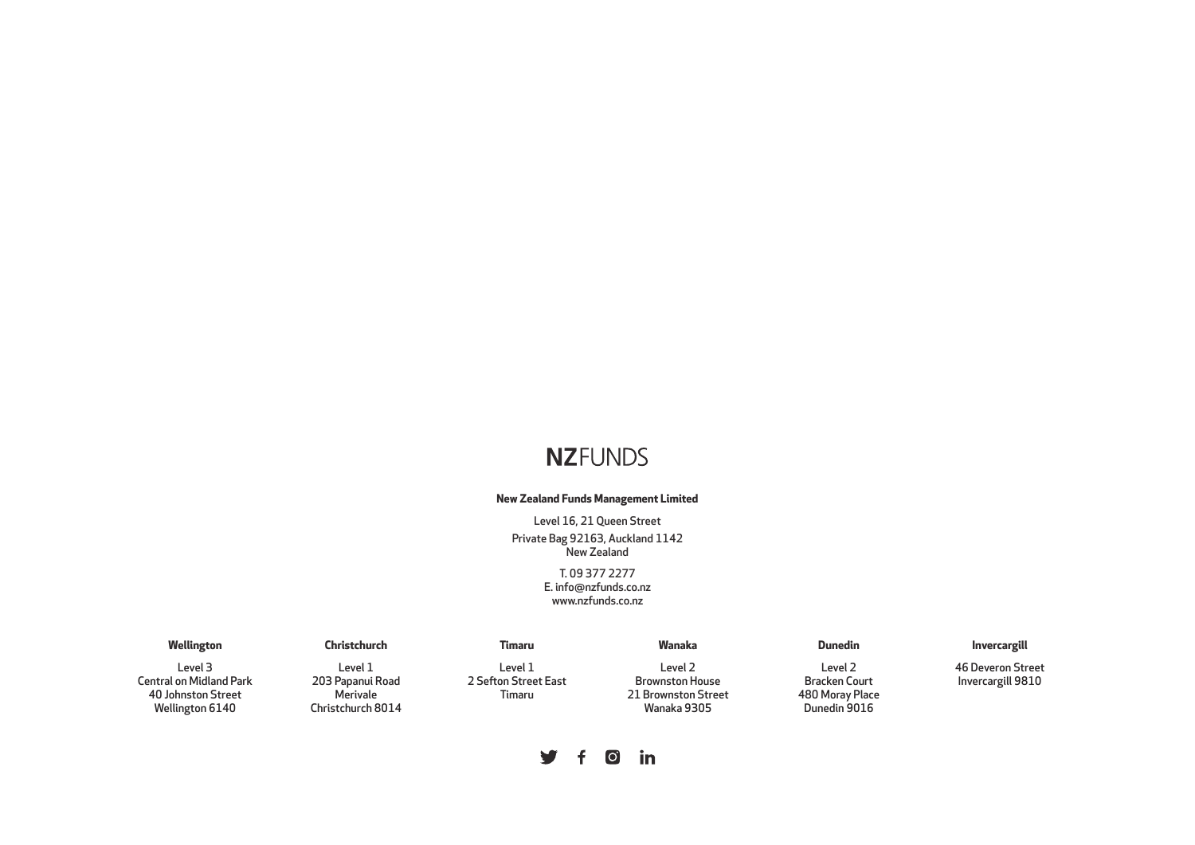NZ FUNDS

**New Zealand Funds Management Limited**

Level 16, 21 Queen Street

Private Bag 92163, Auckland 1142
New Zealand

T. 09 377 2277
E. info@nzfunds.co.nz
www.nzfunds.co.nz

**Wellington**

Level 3
Central on Midland Park
40 Johnston Street
Wellington 6140

**Christchurch**

Level 1
203 Papanui Road
Merivale
Christchurch 8014

**Timaru**

Level 1
2 Sefton Street East
Timaru

**Wanaka**

Level 2
Brownston House
21 Brownston Street
Wanaka 9305

**Dunedin**

Level 2
Bracken Court
480 Moray Place
Dunedin 9016

**Invercargill**

46 Deveron Street
Invercargill 9810